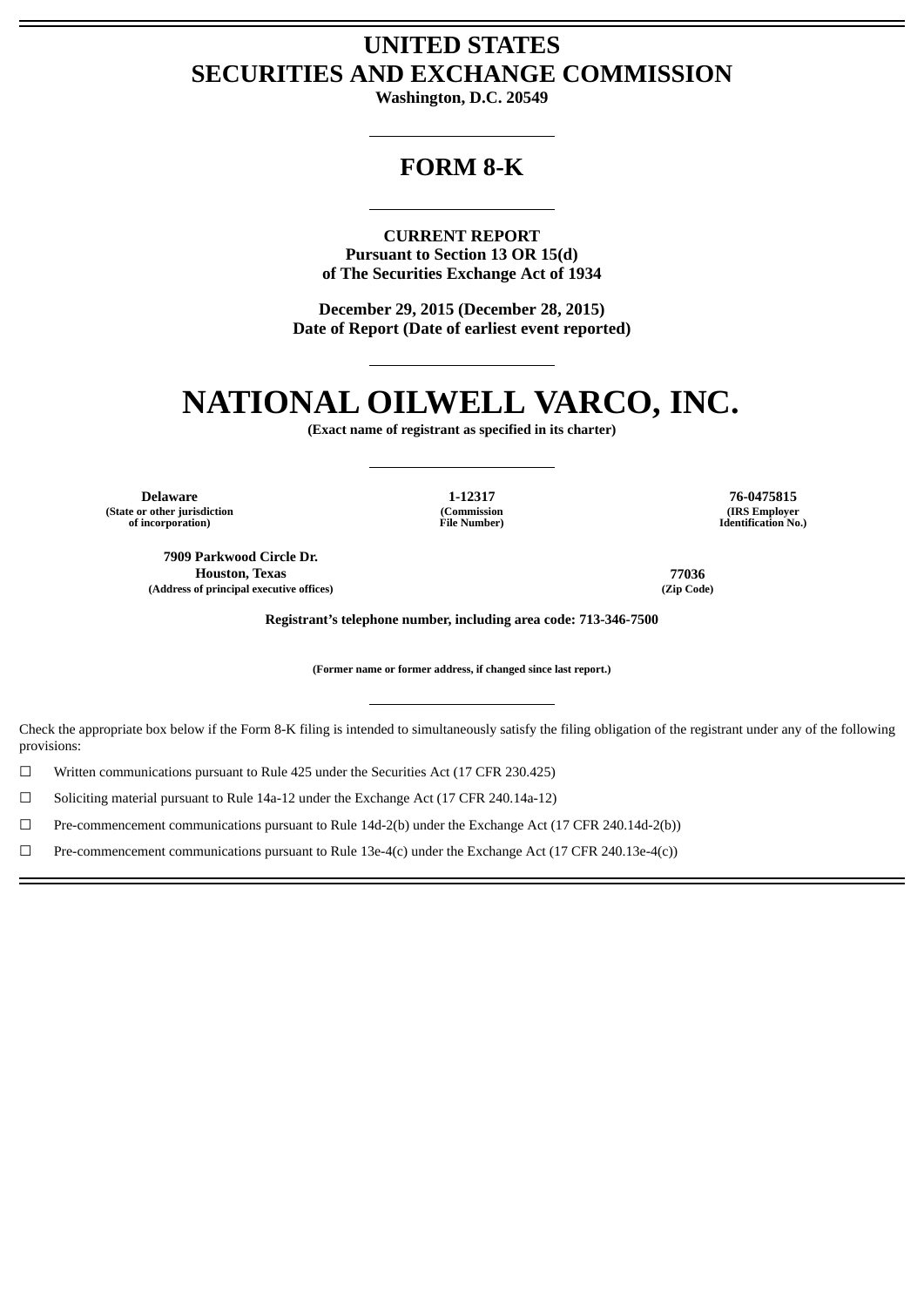# UNITED STATES
# SECURITIES AND EXCHANGE COMMISSION

**Washington, D.C. 20549**

## FORM 8-K

**CURRENT REPORT**
**Pursuant to Section 13 OR 15(d)**
**of The Securities Exchange Act of 1934**

**December 29, 2015 (December 28, 2015)**
**Date of Report (Date of earliest event reported)**

# NATIONAL OILWELL VARCO, INC.

**(Exact name of registrant as specified in its charter)**

| | | |
|---|---|---|
| **Delaware** | **1-12317** | **76-0475815** |
| **(State or other jurisdiction of incorporation)** | **(Commission File Number)** | **(IRS Employer Identification No.)** |

| | |
|---|---|
| **7909 Parkwood Circle Dr.** **Houston, Texas** | **77036** |
| **(Address of principal executive offices)** | **(Zip Code)** |

**Registrant's telephone number, including area code: 713-346-7500**

**(Former name or former address, if changed since last report.)**

Check the appropriate box below if the Form 8-K filing is intended to simultaneously satisfy the filing obligation of the registrant under any of the following provisions:

☐ Written communications pursuant to Rule 425 under the Securities Act (17 CFR 230.425)

☐ Soliciting material pursuant to Rule 14a-12 under the Exchange Act (17 CFR 240.14a-12)

☐ Pre-commencement communications pursuant to Rule 14d-2(b) under the Exchange Act (17 CFR 240.14d-2(b))

☐ Pre-commencement communications pursuant to Rule 13e-4(c) under the Exchange Act (17 CFR 240.13e-4(c))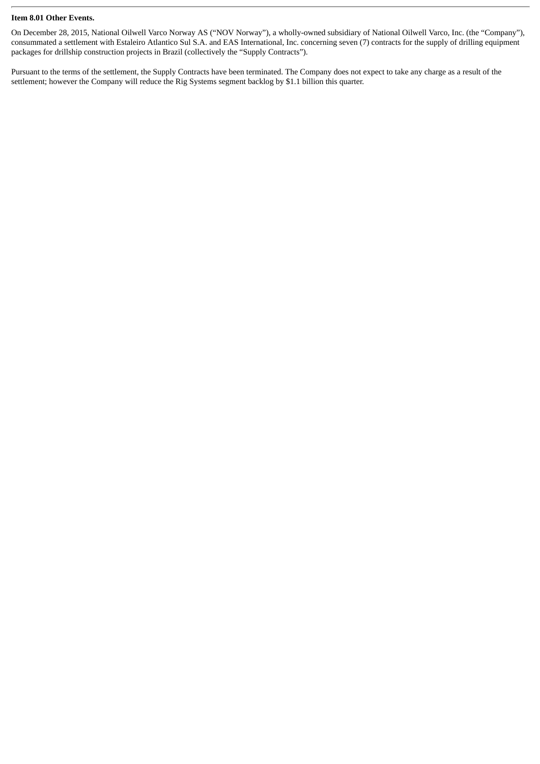**Item 8.01 Other Events.**

On December 28, 2015, National Oilwell Varco Norway AS ("NOV Norway"), a wholly-owned subsidiary of National Oilwell Varco, Inc. (the "Company"), consummated a settlement with Estaleiro Atlantico Sul S.A. and EAS International, Inc. concerning seven (7) contracts for the supply of drilling equipment packages for drillship construction projects in Brazil (collectively the "Supply Contracts").

Pursuant to the terms of the settlement, the Supply Contracts have been terminated. The Company does not expect to take any charge as a result of the settlement; however the Company will reduce the Rig Systems segment backlog by $1.1 billion this quarter.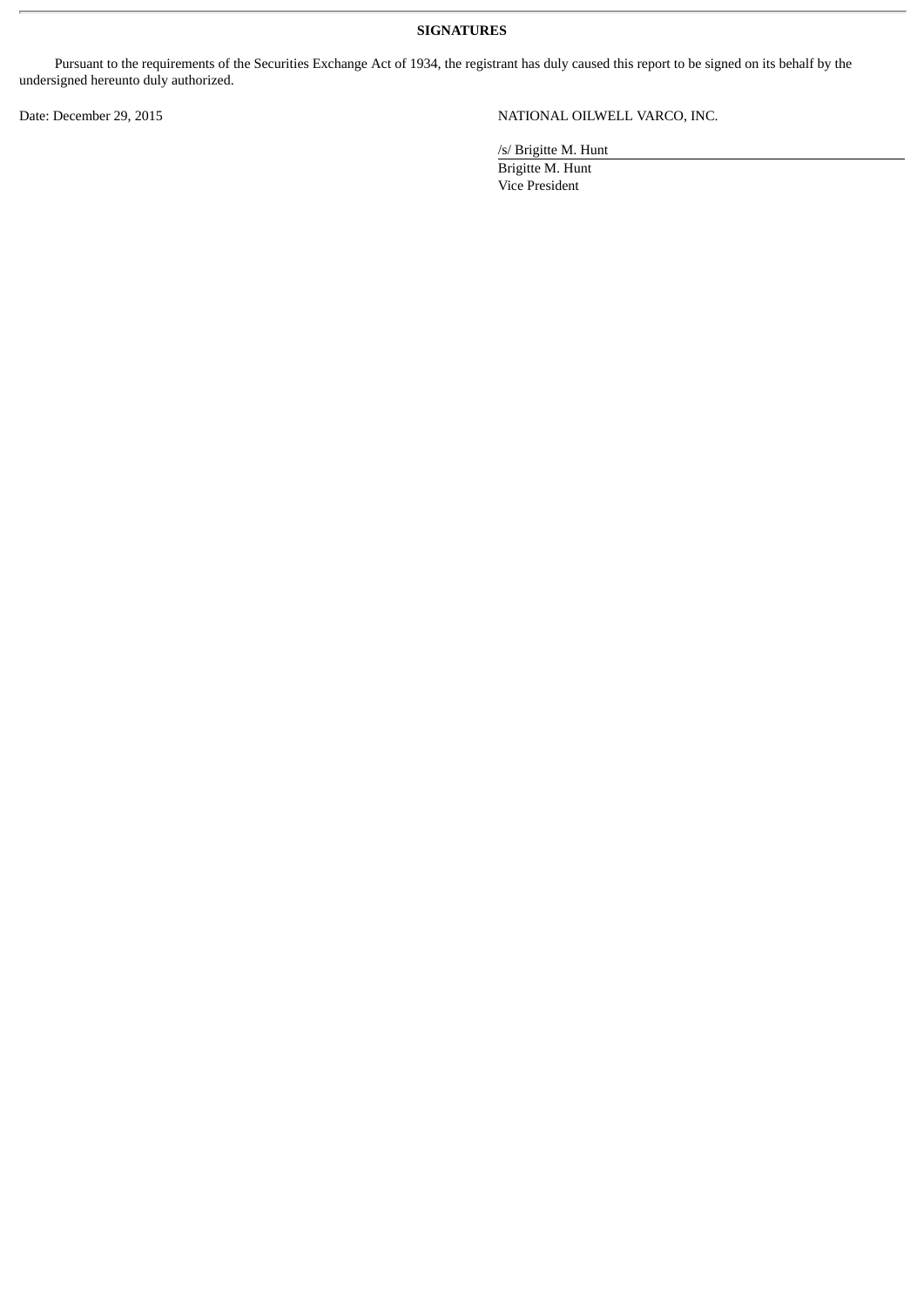**SIGNATURES**

Pursuant to the requirements of the Securities Exchange Act of 1934, the registrant has duly caused this report to be signed on its behalf by the undersigned hereunto duly authorized.

Date: December 29, 2015

NATIONAL OILWELL VARCO, INC.

/s/ Brigitte M. Hunt

Brigitte M. Hunt

Vice President